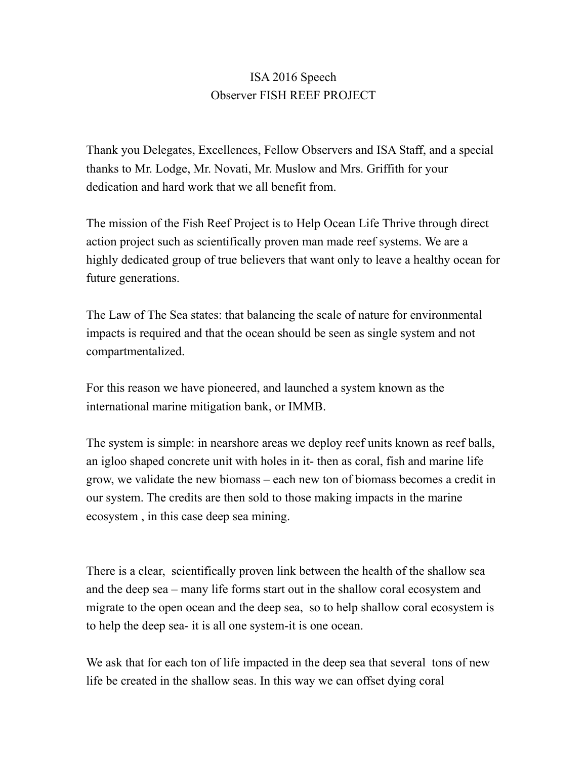# ISA 2016 Speech
## Observer FISH REEF PROJECT

Thank you Delegates, Excellences, Fellow Observers and ISA Staff, and a special thanks to Mr. Lodge, Mr. Novati, Mr. Muslow and Mrs. Griffith for your dedication and hard work that we all benefit from.

The mission of the Fish Reef Project is to Help Ocean Life Thrive through direct action project such as scientifically proven man made reef systems. We are a highly dedicated group of true believers that want only to leave a healthy ocean for future generations.

The Law of The Sea states: that balancing the scale of nature for environmental impacts is required and that the ocean should be seen as single system and not compartmentalized.

For this reason we have pioneered, and launched a system known as the international marine mitigation bank, or IMMB.

The system is simple: in nearshore areas we deploy reef units known as reef balls, an igloo shaped concrete unit with holes in it- then as coral, fish and marine life grow, we validate the new biomass – each new ton of biomass becomes a credit in our system. The credits are then sold to those making impacts in the marine ecosystem , in this case deep sea mining.

There is a clear, scientifically proven link between the health of the shallow sea and the deep sea – many life forms start out in the shallow coral ecosystem and migrate to the open ocean and the deep sea, so to help shallow coral ecosystem is to help the deep sea- it is all one system-it is one ocean.

We ask that for each ton of life impacted in the deep sea that several tons of new life be created in the shallow seas. In this way we can offset dying coral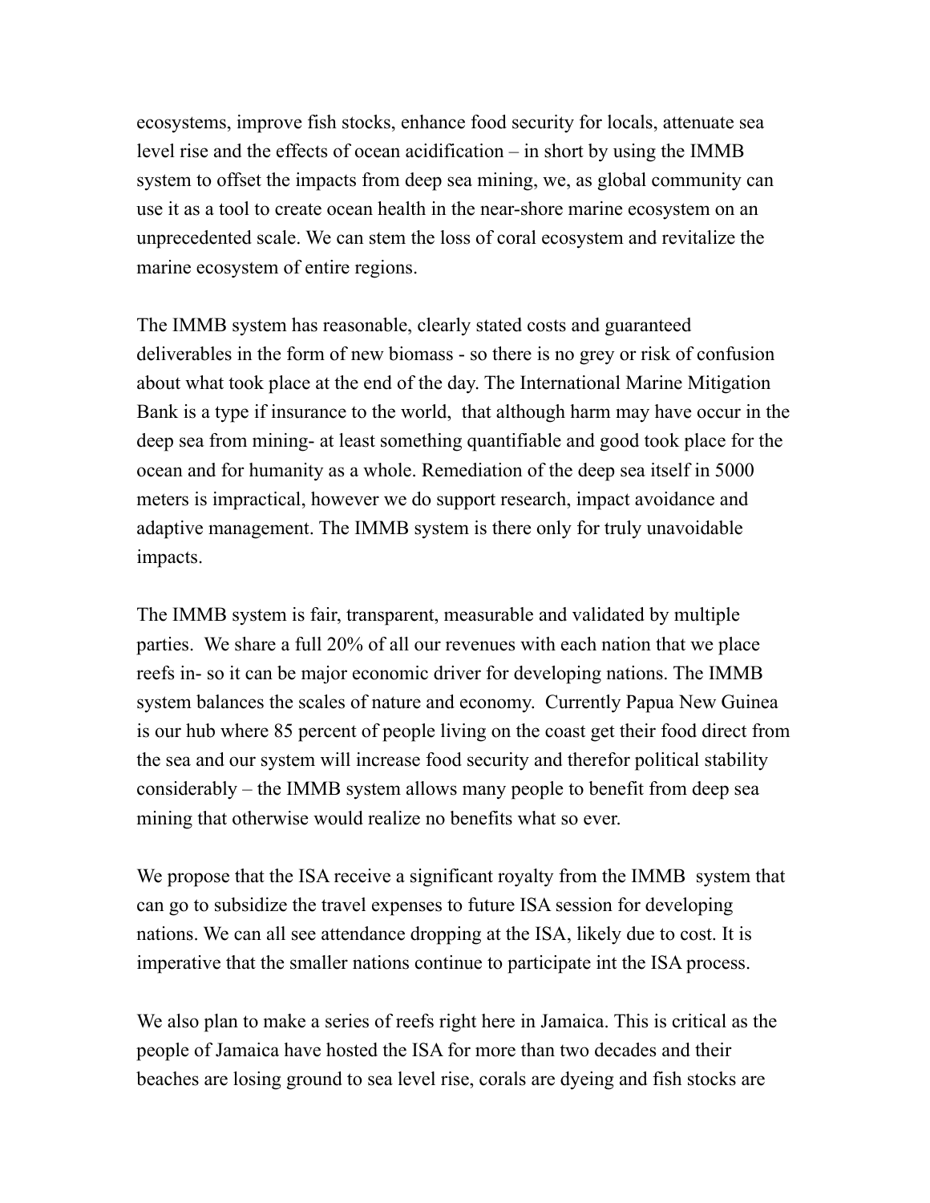ecosystems, improve fish stocks, enhance food security for locals, attenuate sea level rise and the effects of ocean acidification – in short by using the IMMB system to offset the impacts from deep sea mining, we, as global community can use it as a tool to create ocean health in the near-shore marine ecosystem on an unprecedented scale. We can stem the loss of coral ecosystem and revitalize the marine ecosystem of entire regions.

The IMMB system has reasonable, clearly stated costs and guaranteed deliverables in the form of new biomass - so there is no grey or risk of confusion about what took place at the end of the day. The International Marine Mitigation Bank is a type if insurance to the world, that although harm may have occur in the deep sea from mining- at least something quantifiable and good took place for the ocean and for humanity as a whole. Remediation of the deep sea itself in 5000 meters is impractical, however we do support research, impact avoidance and adaptive management. The IMMB system is there only for truly unavoidable impacts.

The IMMB system is fair, transparent, measurable and validated by multiple parties. We share a full 20% of all our revenues with each nation that we place reefs in- so it can be major economic driver for developing nations. The IMMB system balances the scales of nature and economy. Currently Papua New Guinea is our hub where 85 percent of people living on the coast get their food direct from the sea and our system will increase food security and therefor political stability considerably – the IMMB system allows many people to benefit from deep sea mining that otherwise would realize no benefits what so ever.

We propose that the ISA receive a significant royalty from the IMMB system that can go to subsidize the travel expenses to future ISA session for developing nations. We can all see attendance dropping at the ISA, likely due to cost. It is imperative that the smaller nations continue to participate int the ISA process.

We also plan to make a series of reefs right here in Jamaica. This is critical as the people of Jamaica have hosted the ISA for more than two decades and their beaches are losing ground to sea level rise, corals are dyeing and fish stocks are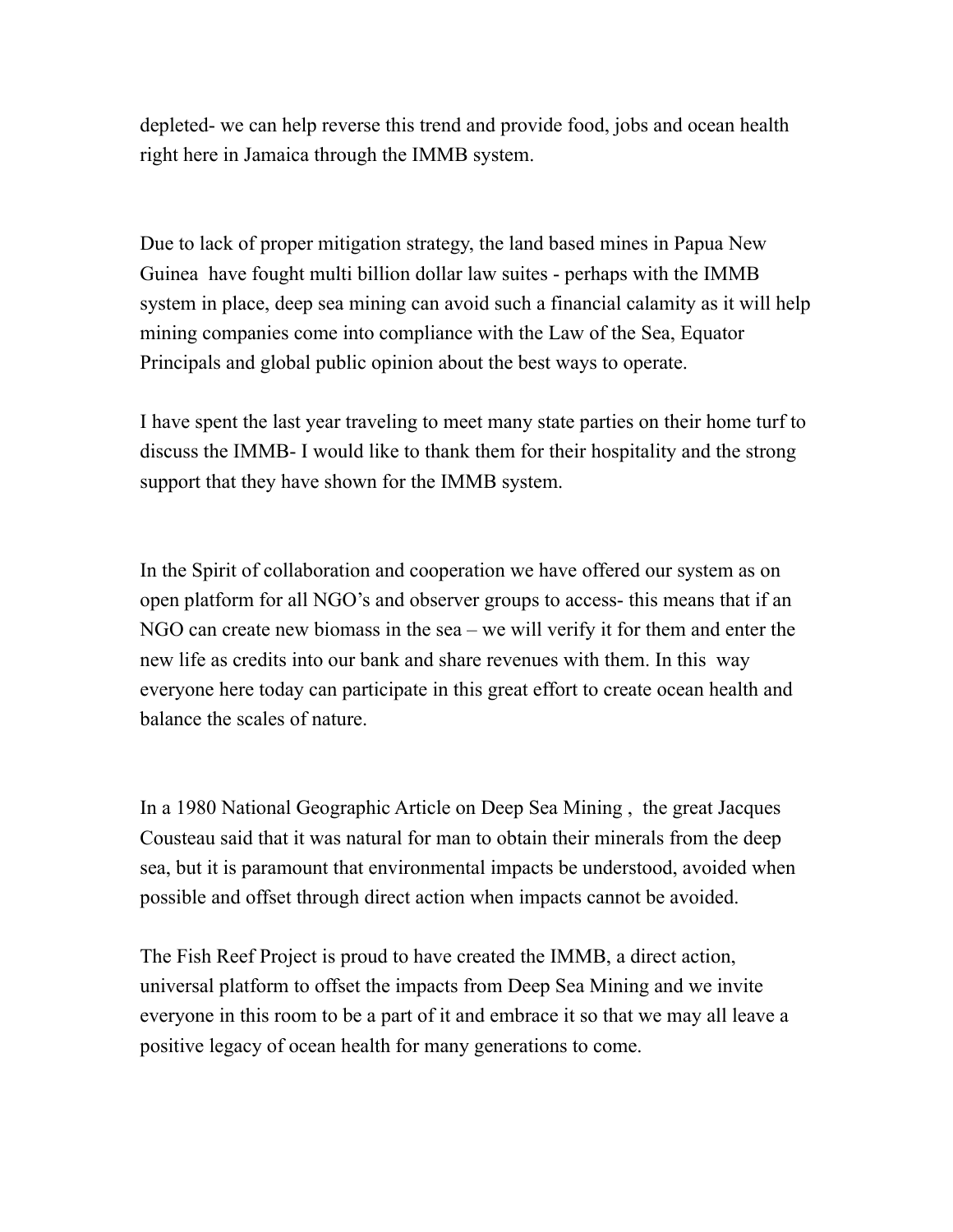depleted- we can help reverse this trend and provide food, jobs and ocean health right here in Jamaica through the IMMB system.

Due to lack of proper mitigation strategy, the land based mines in Papua New Guinea have fought multi billion dollar law suites - perhaps with the IMMB system in place, deep sea mining can avoid such a financial calamity as it will help mining companies come into compliance with the Law of the Sea, Equator Principals and global public opinion about the best ways to operate.

I have spent the last year traveling to meet many state parties on their home turf to discuss the IMMB- I would like to thank them for their hospitality and the strong support that they have shown for the IMMB system.

In the Spirit of collaboration and cooperation we have offered our system as on open platform for all NGO's and observer groups to access- this means that if an NGO can create new biomass in the sea – we will verify it for them and enter the new life as credits into our bank and share revenues with them. In this way everyone here today can participate in this great effort to create ocean health and balance the scales of nature.

In a 1980 National Geographic Article on Deep Sea Mining , the great Jacques Cousteau said that it was natural for man to obtain their minerals from the deep sea, but it is paramount that environmental impacts be understood, avoided when possible and offset through direct action when impacts cannot be avoided.

The Fish Reef Project is proud to have created the IMMB, a direct action, universal platform to offset the impacts from Deep Sea Mining and we invite everyone in this room to be a part of it and embrace it so that we may all leave a positive legacy of ocean health for many generations to come.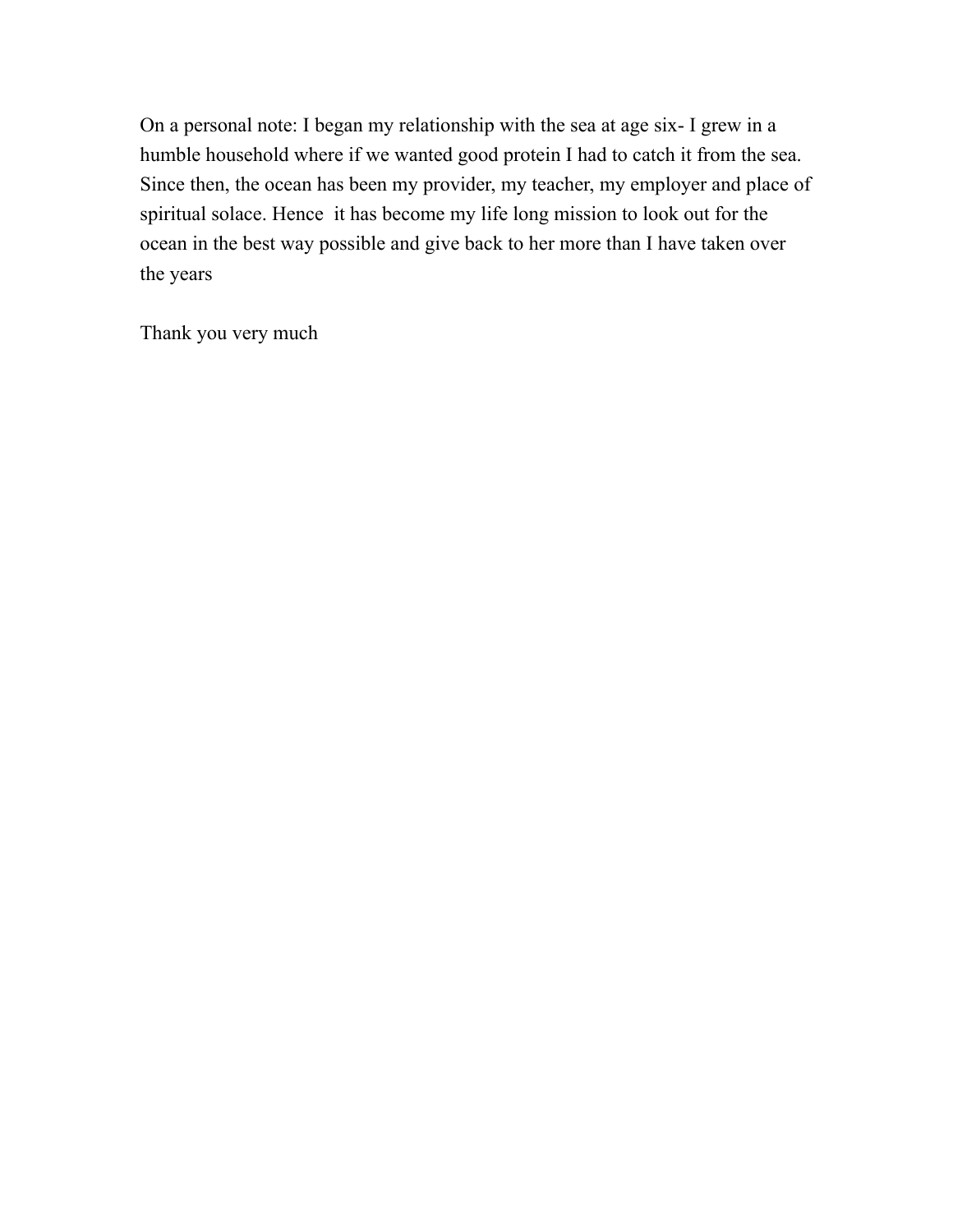On a personal note: I began my relationship with the sea at age six- I grew in a humble household where if we wanted good protein I had to catch it from the sea. Since then, the ocean has been my provider, my teacher, my employer and place of spiritual solace. Hence  it has become my life long mission to look out for the ocean in the best way possible and give back to her more than I have taken over the years

Thank you very much